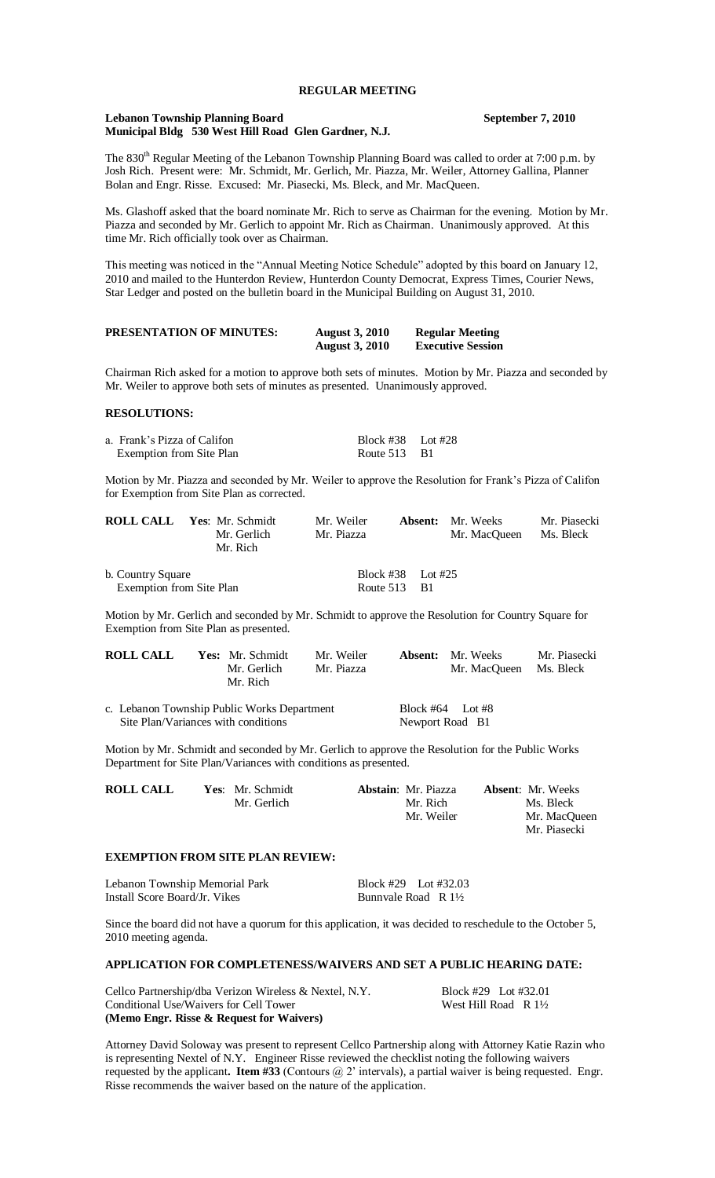**REGULAR MEETING**

**Lebanon Township Planning Board** **September 7, 2010**
**Municipal Bldg 530 West Hill Road Glen Gardner, N.J.**

The 830th Regular Meeting of the Lebanon Township Planning Board was called to order at 7:00 p.m. by Josh Rich. Present were: Mr. Schmidt, Mr. Gerlich, Mr. Piazza, Mr. Weiler, Attorney Gallina, Planner Bolan and Engr. Risse. Excused: Mr. Piasecki, Ms. Bleck, and Mr. MacQueen.

Ms. Glashoff asked that the board nominate Mr. Rich to serve as Chairman for the evening. Motion by Mr. Piazza and seconded by Mr. Gerlich to appoint Mr. Rich as Chairman. Unanimously approved. At this time Mr. Rich officially took over as Chairman.

This meeting was noticed in the "Annual Meeting Notice Schedule" adopted by this board on January 12, 2010 and mailed to the Hunterdon Review, Hunterdon County Democrat, Express Times, Courier News, Star Ledger and posted on the bulletin board in the Municipal Building on August 31, 2010.

| **PRESENTATION OF MINUTES:** | **August 3, 2010** | **Regular Meeting** |
|---|---|---|
| | **August 3, 2010** | **Executive Session** |

Chairman Rich asked for a motion to approve both sets of minutes. Motion by Mr. Piazza and seconded by Mr. Weiler to approve both sets of minutes as presented. Unanimously approved.

**RESOLUTIONS:**

a. Frank's Pizza of Califon — Block #38 Lot #28
Exemption from Site Plan — Route 513 B1

Motion by Mr. Piazza and seconded by Mr. Weiler to approve the Resolution for Frank's Pizza of Califon for Exemption from Site Plan as corrected.

| **ROLL CALL** | **Yes**: Mr. Schmidt | Mr. Weiler | **Absent:** Mr. Weeks | Mr. Piasecki |
|---|---|---|---|---|
| | Mr. Gerlich | Mr. Piazza | Mr. MacQueen | Ms. Bleck |
| | Mr. Rich | | | |

b. Country Square — Block #38 Lot #25
Exemption from Site Plan — Route 513 B1

Motion by Mr. Gerlich and seconded by Mr. Schmidt to approve the Resolution for Country Square for Exemption from Site Plan as presented.

| **ROLL CALL** | **Yes:** Mr. Schmidt | Mr. Weiler | **Absent:** Mr. Weeks | Mr. Piasecki |
|---|---|---|---|---|
| | Mr. Gerlich | Mr. Piazza | Mr. MacQueen | Ms. Bleck |
| | Mr. Rich | | | |

c. Lebanon Township Public Works Department — Block #64 Lot #8
Site Plan/Variances with conditions — Newport Road B1

Motion by Mr. Schmidt and seconded by Mr. Gerlich to approve the Resolution for the Public Works Department for Site Plan/Variances with conditions as presented.

| **ROLL CALL** | **Yes**: Mr. Schmidt | **Abstain**: Mr. Piazza | **Absent**: Mr. Weeks |
|---|---|---|---|
| | Mr. Gerlich | Mr. Rich | Ms. Bleck |
| | | Mr. Weiler | Mr. MacQueen |
| | | | Mr. Piasecki |

**EXEMPTION FROM SITE PLAN REVIEW:**

Lebanon Township Memorial Park — Block #29 Lot #32.03
Install Score Board/Jr. Vikes — Bunnvale Road R 1½

Since the board did not have a quorum for this application, it was decided to reschedule to the October 5, 2010 meeting agenda.

**APPLICATION FOR COMPLETENESS/WAIVERS AND SET A PUBLIC HEARING DATE:**

Cellco Partnership/dba Verizon Wireless & Nextel, N.Y. — Block #29 Lot #32.01
Conditional Use/Waivers for Cell Tower — West Hill Road R 1½
**(Memo Engr. Risse & Request for Waivers)**

Attorney David Soloway was present to represent Cellco Partnership along with Attorney Katie Razin who is representing Nextel of N.Y. Engineer Risse reviewed the checklist noting the following waivers requested by the applicant**. Item #33** (Contours @ 2' intervals), a partial waiver is being requested. Engr. Risse recommends the waiver based on the nature of the application.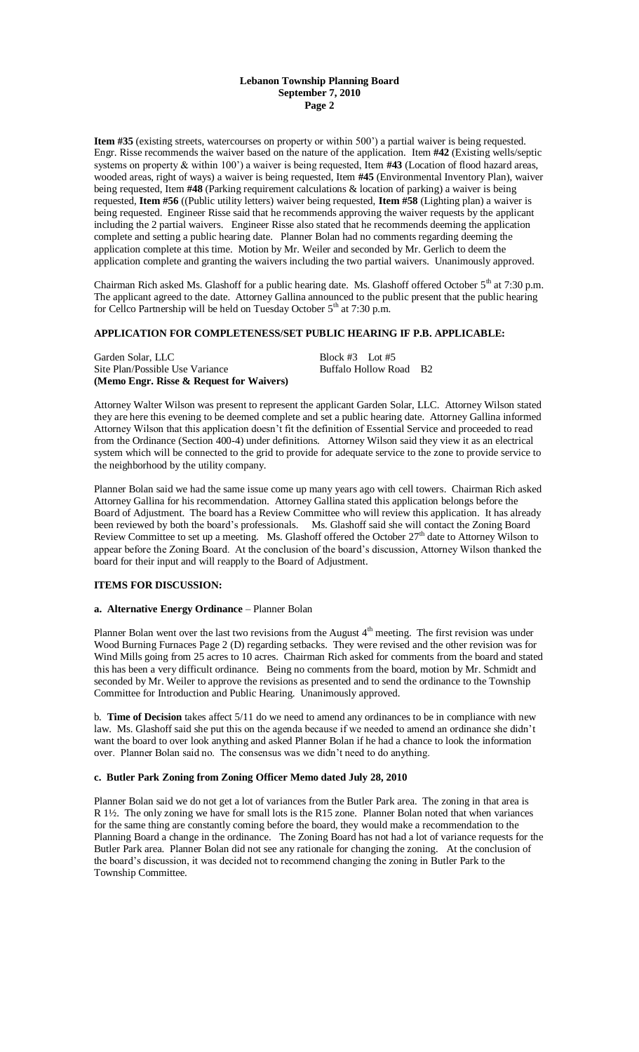**Item #35** (existing streets, watercourses on property or within 500') a partial waiver is being requested. Engr. Risse recommends the waiver based on the nature of the application. Item **#42** (Existing wells/septic systems on property & within 100') a waiver is being requested, Item **#43** (Location of flood hazard areas, wooded areas, right of ways) a waiver is being requested, Item **#45** (Environmental Inventory Plan), waiver being requested, Item **#48** (Parking requirement calculations & location of parking) a waiver is being requested, **Item #56** ((Public utility letters) waiver being requested, **Item #58** (Lighting plan) a waiver is being requested. Engineer Risse said that he recommends approving the waiver requests by the applicant including the 2 partial waivers. Engineer Risse also stated that he recommends deeming the application complete and setting a public hearing date. Planner Bolan had no comments regarding deeming the application complete at this time. Motion by Mr. Weiler and seconded by Mr. Gerlich to deem the application complete and granting the waivers including the two partial waivers. Unanimously approved.

Chairman Rich asked Ms. Glashoff for a public hearing date. Ms. Glashoff offered October 5th at 7:30 p.m. The applicant agreed to the date. Attorney Gallina announced to the public present that the public hearing for Cellco Partnership will be held on Tuesday October 5th at 7:30 p.m.

**APPLICATION FOR COMPLETENESS/SET PUBLIC HEARING IF P.B. APPLICABLE:**

Garden Solar, LLC — Block #3 Lot #5
Site Plan/Possible Use Variance — Buffalo Hollow Road B2
**(Memo Engr. Risse & Request for Waivers)**

Attorney Walter Wilson was present to represent the applicant Garden Solar, LLC. Attorney Wilson stated they are here this evening to be deemed complete and set a public hearing date. Attorney Gallina informed Attorney Wilson that this application doesn't fit the definition of Essential Service and proceeded to read from the Ordinance (Section 400-4) under definitions. Attorney Wilson said they view it as an electrical system which will be connected to the grid to provide for adequate service to the zone to provide service to the neighborhood by the utility company.

Planner Bolan said we had the same issue come up many years ago with cell towers. Chairman Rich asked Attorney Gallina for his recommendation. Attorney Gallina stated this application belongs before the Board of Adjustment. The board has a Review Committee who will review this application. It has already been reviewed by both the board's professionals. Ms. Glashoff said she will contact the Zoning Board Review Committee to set up a meeting. Ms. Glashoff offered the October 27th date to Attorney Wilson to appear before the Zoning Board. At the conclusion of the board's discussion, Attorney Wilson thanked the board for their input and will reapply to the Board of Adjustment.

**ITEMS FOR DISCUSSION:**

**a. Alternative Energy Ordinance** – Planner Bolan

Planner Bolan went over the last two revisions from the August 4th meeting. The first revision was under Wood Burning Furnaces Page 2 (D) regarding setbacks. They were revised and the other revision was for Wind Mills going from 25 acres to 10 acres. Chairman Rich asked for comments from the board and stated this has been a very difficult ordinance. Being no comments from the board, motion by Mr. Schmidt and seconded by Mr. Weiler to approve the revisions as presented and to send the ordinance to the Township Committee for Introduction and Public Hearing. Unanimously approved.

b. **Time of Decision** takes affect 5/11 do we need to amend any ordinances to be in compliance with new law. Ms. Glashoff said she put this on the agenda because if we needed to amend an ordinance she didn't want the board to over look anything and asked Planner Bolan if he had a chance to look the information over. Planner Bolan said no. The consensus was we didn't need to do anything.

**c. Butler Park Zoning from Zoning Officer Memo dated July 28, 2010**

Planner Bolan said we do not get a lot of variances from the Butler Park area. The zoning in that area is R 1½. The only zoning we have for small lots is the R15 zone. Planner Bolan noted that when variances for the same thing are constantly coming before the board, they would make a recommendation to the Planning Board a change in the ordinance. The Zoning Board has not had a lot of variance requests for the Butler Park area. Planner Bolan did not see any rationale for changing the zoning. At the conclusion of the board's discussion, it was decided not to recommend changing the zoning in Butler Park to the Township Committee.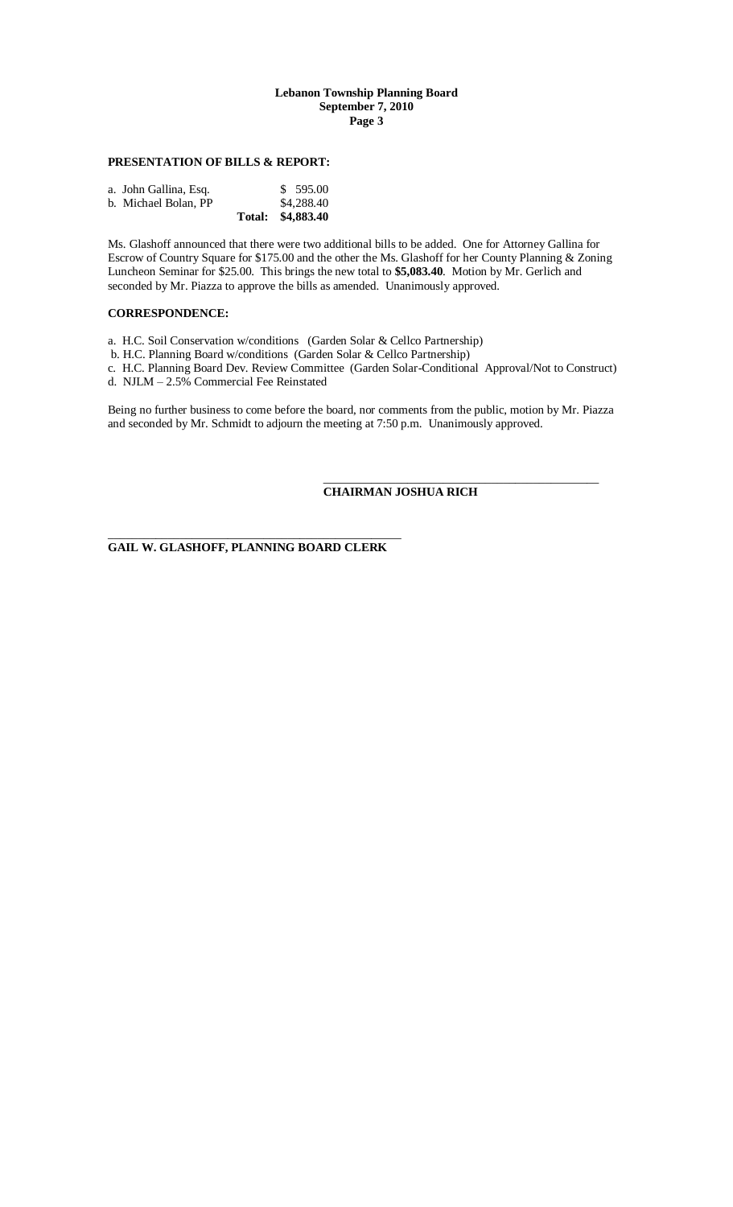**PRESENTATION OF BILLS & REPORT:**

| | | |
|---|---|---|
| a. John Gallina, Esq. | | $ 595.00 |
| b. Michael Bolan, PP | | $4,288.40 |
| | **Total:** | **$4,883.40** |

Ms. Glashoff announced that there were two additional bills to be added. One for Attorney Gallina for Escrow of Country Square for $175.00 and the other the Ms. Glashoff for her County Planning & Zoning Luncheon Seminar for $25.00. This brings the new total to **$5,083.40**. Motion by Mr. Gerlich and seconded by Mr. Piazza to approve the bills as amended. Unanimously approved.

**CORRESPONDENCE:**

a. H.C. Soil Conservation w/conditions (Garden Solar & Cellco Partnership)
b. H.C. Planning Board w/conditions (Garden Solar & Cellco Partnership)
c. H.C. Planning Board Dev. Review Committee (Garden Solar-Conditional Approval/Not to Construct)
d. NJLM – 2.5% Commercial Fee Reinstated

Being no further business to come before the board, nor comments from the public, motion by Mr. Piazza and seconded by Mr. Schmidt to adjourn the meeting at 7:50 p.m. Unanimously approved.

\_\_\_\_\_\_\_\_\_\_\_\_\_\_\_\_\_\_\_\_\_\_\_\_\_\_\_\_\_\_\_\_\_\_\_\_\_\_\_\_\_\_\_\_
**CHAIRMAN JOSHUA RICH**

\_\_\_\_\_\_\_\_\_\_\_\_\_\_\_\_\_\_\_\_\_\_\_\_\_\_\_\_\_\_\_\_\_\_\_\_\_\_\_\_\_\_\_\_
**GAIL W. GLASHOFF, PLANNING BOARD CLERK**